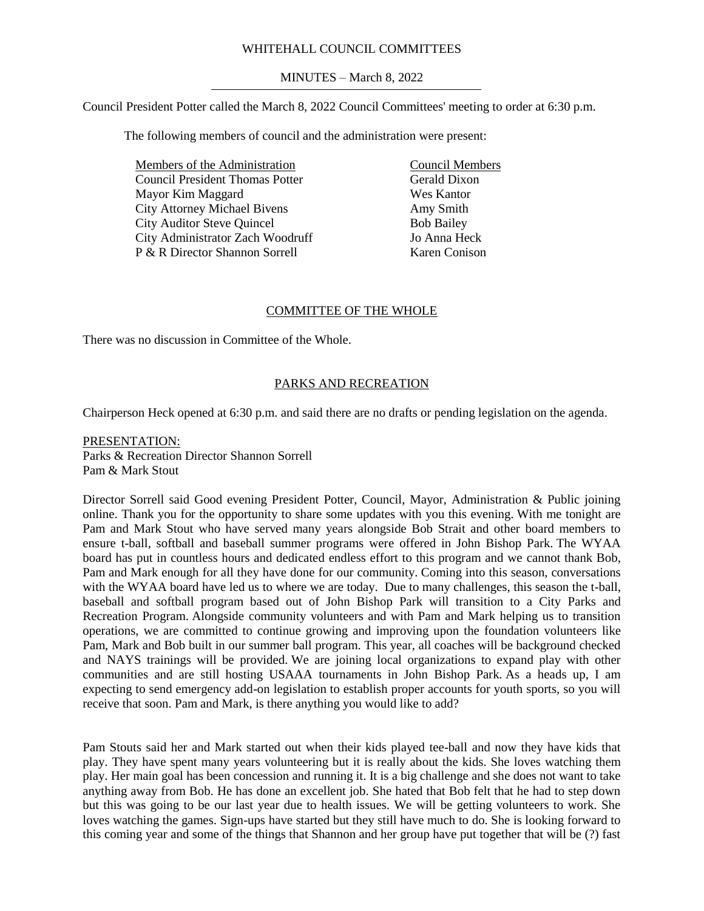WHITEHALL COUNCIL COMMITTEES

MINUTES – March 8, 2022

Council President Potter called the March 8, 2022 Council Committees' meeting to order at 6:30 p.m.

The following members of council and the administration were present:

| Members of the Administration | Council Members |
|---|---|
| Council President Thomas Potter | Gerald Dixon |
| Mayor Kim Maggard | Wes Kantor |
| City Attorney Michael Bivens | Amy Smith |
| City Auditor Steve Quincel | Bob Bailey |
| City Administrator Zach Woodruff | Jo Anna Heck |
| P & R Director Shannon Sorrell | Karen Conison |

## COMMITTEE OF THE WHOLE

There was no discussion in Committee of the Whole.

## PARKS AND RECREATION

Chairperson Heck opened at 6:30 p.m. and said there are no drafts or pending legislation on the agenda.

PRESENTATION:
Parks & Recreation Director Shannon Sorrell
Pam & Mark Stout

Director Sorrell said Good evening President Potter, Council, Mayor, Administration & Public joining online. Thank you for the opportunity to share some updates with you this evening. With me tonight are Pam and Mark Stout who have served many years alongside Bob Strait and other board members to ensure t-ball, softball and baseball summer programs were offered in John Bishop Park. The WYAA board has put in countless hours and dedicated endless effort to this program and we cannot thank Bob, Pam and Mark enough for all they have done for our community. Coming into this season, conversations with the WYAA board have led us to where we are today. Due to many challenges, this season the t-ball, baseball and softball program based out of John Bishop Park will transition to a City Parks and Recreation Program. Alongside community volunteers and with Pam and Mark helping us to transition operations, we are committed to continue growing and improving upon the foundation volunteers like Pam, Mark and Bob built in our summer ball program. This year, all coaches will be background checked and NAYS trainings will be provided. We are joining local organizations to expand play with other communities and are still hosting USAAA tournaments in John Bishop Park. As a heads up, I am expecting to send emergency add-on legislation to establish proper accounts for youth sports, so you will receive that soon. Pam and Mark, is there anything you would like to add?

Pam Stouts said her and Mark started out when their kids played tee-ball and now they have kids that play. They have spent many years volunteering but it is really about the kids. She loves watching them play. Her main goal has been concession and running it. It is a big challenge and she does not want to take anything away from Bob. He has done an excellent job. She hated that Bob felt that he had to step down but this was going to be our last year due to health issues. We will be getting volunteers to work. She loves watching the games. Sign-ups have started but they still have much to do. She is looking forward to this coming year and some of the things that Shannon and her group have put together that will be (?) fast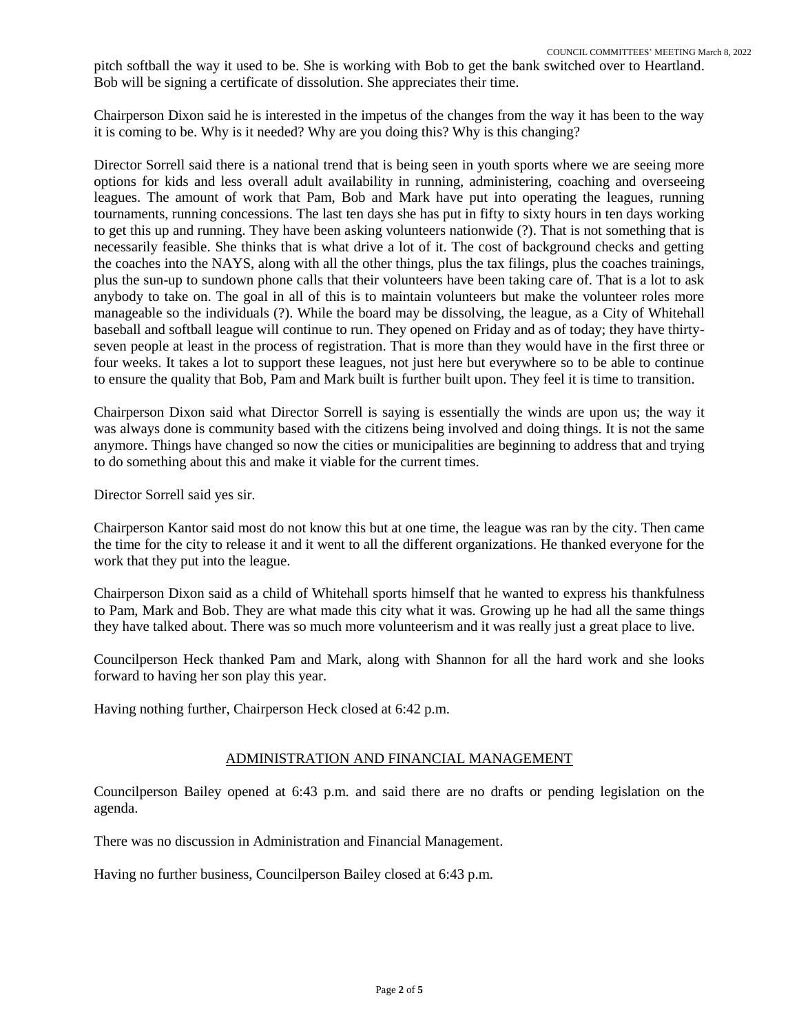pitch softball the way it used to be. She is working with Bob to get the bank switched over to Heartland. Bob will be signing a certificate of dissolution. She appreciates their time.

Chairperson Dixon said he is interested in the impetus of the changes from the way it has been to the way it is coming to be. Why is it needed? Why are you doing this? Why is this changing?

Director Sorrell said there is a national trend that is being seen in youth sports where we are seeing more options for kids and less overall adult availability in running, administering, coaching and overseeing leagues. The amount of work that Pam, Bob and Mark have put into operating the leagues, running tournaments, running concessions. The last ten days she has put in fifty to sixty hours in ten days working to get this up and running. They have been asking volunteers nationwide (?). That is not something that is necessarily feasible. She thinks that is what drive a lot of it. The cost of background checks and getting the coaches into the NAYS, along with all the other things, plus the tax filings, plus the coaches trainings, plus the sun-up to sundown phone calls that their volunteers have been taking care of. That is a lot to ask anybody to take on. The goal in all of this is to maintain volunteers but make the volunteer roles more manageable so the individuals (?). While the board may be dissolving, the league, as a City of Whitehall baseball and softball league will continue to run. They opened on Friday and as of today; they have thirty-seven people at least in the process of registration. That is more than they would have in the first three or four weeks. It takes a lot to support these leagues, not just here but everywhere so to be able to continue to ensure the quality that Bob, Pam and Mark built is further built upon. They feel it is time to transition.

Chairperson Dixon said what Director Sorrell is saying is essentially the winds are upon us; the way it was always done is community based with the citizens being involved and doing things. It is not the same anymore. Things have changed so now the cities or municipalities are beginning to address that and trying to do something about this and make it viable for the current times.

Director Sorrell said yes sir.

Chairperson Kantor said most do not know this but at one time, the league was ran by the city. Then came the time for the city to release it and it went to all the different organizations. He thanked everyone for the work that they put into the league.

Chairperson Dixon said as a child of Whitehall sports himself that he wanted to express his thankfulness to Pam, Mark and Bob. They are what made this city what it was. Growing up he had all the same things they have talked about. There was so much more volunteerism and it was really just a great place to live.

Councilperson Heck thanked Pam and Mark, along with Shannon for all the hard work and she looks forward to having her son play this year.

Having nothing further, Chairperson Heck closed at 6:42 p.m.

## ADMINISTRATION AND FINANCIAL MANAGEMENT

Councilperson Bailey opened at 6:43 p.m. and said there are no drafts or pending legislation on the agenda.

There was no discussion in Administration and Financial Management.

Having no further business, Councilperson Bailey closed at 6:43 p.m.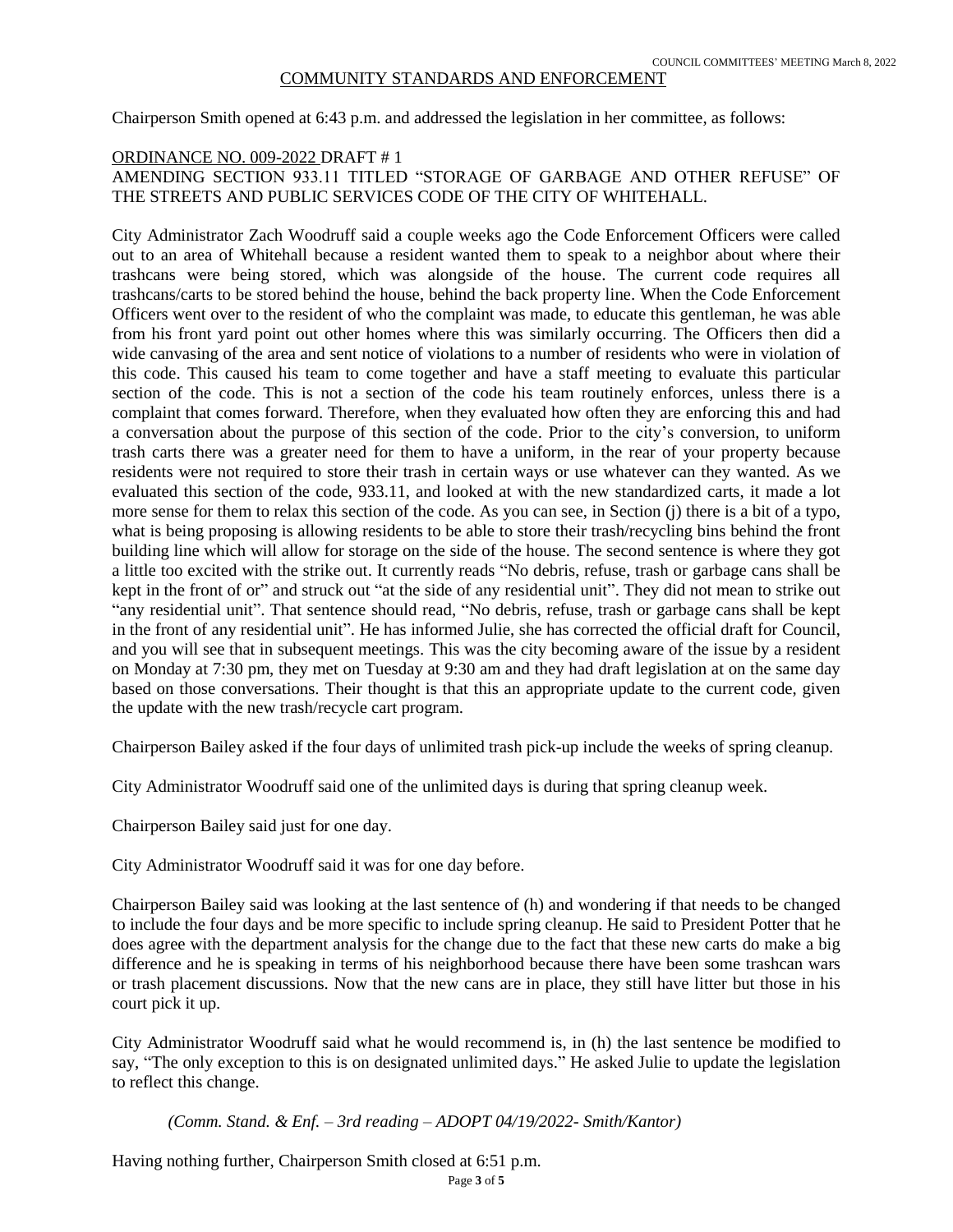## COMMUNITY STANDARDS AND ENFORCEMENT

Chairperson Smith opened at 6:43 p.m. and addressed the legislation in her committee, as follows:

ORDINANCE NO. 009-2022 DRAFT # 1
AMENDING SECTION 933.11 TITLED "STORAGE OF GARBAGE AND OTHER REFUSE" OF THE STREETS AND PUBLIC SERVICES CODE OF THE CITY OF WHITEHALL.

City Administrator Zach Woodruff said a couple weeks ago the Code Enforcement Officers were called out to an area of Whitehall because a resident wanted them to speak to a neighbor about where their trashcans were being stored, which was alongside of the house. The current code requires all trashcans/carts to be stored behind the house, behind the back property line. When the Code Enforcement Officers went over to the resident of who the complaint was made, to educate this gentleman, he was able from his front yard point out other homes where this was similarly occurring. The Officers then did a wide canvasing of the area and sent notice of violations to a number of residents who were in violation of this code. This caused his team to come together and have a staff meeting to evaluate this particular section of the code. This is not a section of the code his team routinely enforces, unless there is a complaint that comes forward. Therefore, when they evaluated how often they are enforcing this and had a conversation about the purpose of this section of the code. Prior to the city's conversion, to uniform trash carts there was a greater need for them to have a uniform, in the rear of your property because residents were not required to store their trash in certain ways or use whatever can they wanted. As we evaluated this section of the code, 933.11, and looked at with the new standardized carts, it made a lot more sense for them to relax this section of the code. As you can see, in Section (j) there is a bit of a typo, what is being proposing is allowing residents to be able to store their trash/recycling bins behind the front building line which will allow for storage on the side of the house. The second sentence is where they got a little too excited with the strike out. It currently reads "No debris, refuse, trash or garbage cans shall be kept in the front of or" and struck out "at the side of any residential unit". They did not mean to strike out "any residential unit". That sentence should read, "No debris, refuse, trash or garbage cans shall be kept in the front of any residential unit". He has informed Julie, she has corrected the official draft for Council, and you will see that in subsequent meetings. This was the city becoming aware of the issue by a resident on Monday at 7:30 pm, they met on Tuesday at 9:30 am and they had draft legislation at on the same day based on those conversations. Their thought is that this an appropriate update to the current code, given the update with the new trash/recycle cart program.

Chairperson Bailey asked if the four days of unlimited trash pick-up include the weeks of spring cleanup.

City Administrator Woodruff said one of the unlimited days is during that spring cleanup week.

Chairperson Bailey said just for one day.

City Administrator Woodruff said it was for one day before.

Chairperson Bailey said was looking at the last sentence of (h) and wondering if that needs to be changed to include the four days and be more specific to include spring cleanup. He said to President Potter that he does agree with the department analysis for the change due to the fact that these new carts do make a big difference and he is speaking in terms of his neighborhood because there have been some trashcan wars or trash placement discussions. Now that the new cans are in place, they still have litter but those in his court pick it up.

City Administrator Woodruff said what he would recommend is, in (h) the last sentence be modified to say, "The only exception to this is on designated unlimited days." He asked Julie to update the legislation to reflect this change.

*(Comm. Stand. & Enf. – 3rd reading – ADOPT 04/19/2022- Smith/Kantor)*

Having nothing further, Chairperson Smith closed at 6:51 p.m.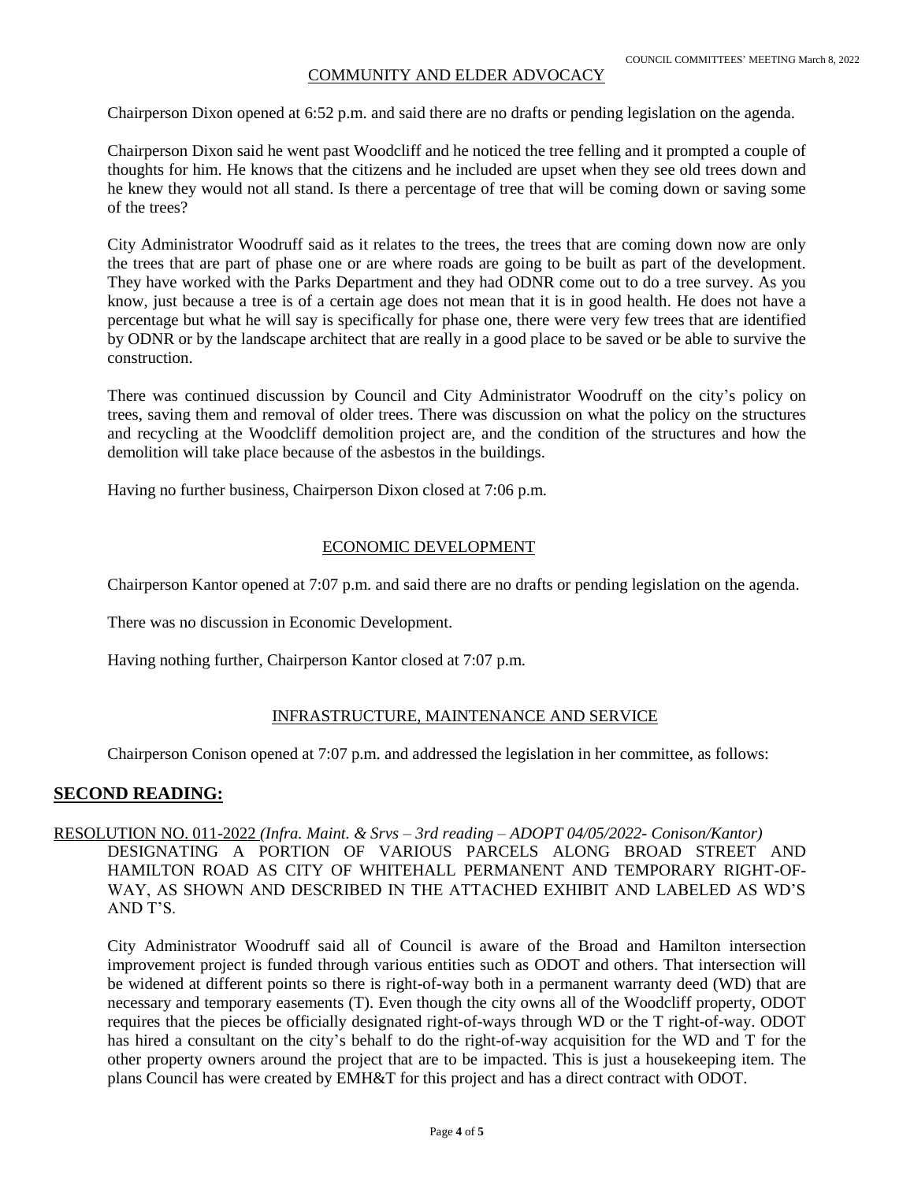## COMMUNITY AND ELDER ADVOCACY

Chairperson Dixon opened at 6:52 p.m. and said there are no drafts or pending legislation on the agenda.

Chairperson Dixon said he went past Woodcliff and he noticed the tree felling and it prompted a couple of thoughts for him. He knows that the citizens and he included are upset when they see old trees down and he knew they would not all stand. Is there a percentage of tree that will be coming down or saving some of the trees?

City Administrator Woodruff said as it relates to the trees, the trees that are coming down now are only the trees that are part of phase one or are where roads are going to be built as part of the development. They have worked with the Parks Department and they had ODNR come out to do a tree survey. As you know, just because a tree is of a certain age does not mean that it is in good health. He does not have a percentage but what he will say is specifically for phase one, there were very few trees that are identified by ODNR or by the landscape architect that are really in a good place to be saved or be able to survive the construction.

There was continued discussion by Council and City Administrator Woodruff on the city's policy on trees, saving them and removal of older trees. There was discussion on what the policy on the structures and recycling at the Woodcliff demolition project are, and the condition of the structures and how the demolition will take place because of the asbestos in the buildings.

Having no further business, Chairperson Dixon closed at 7:06 p.m.

## ECONOMIC DEVELOPMENT

Chairperson Kantor opened at 7:07 p.m. and said there are no drafts or pending legislation on the agenda.

There was no discussion in Economic Development.

Having nothing further, Chairperson Kantor closed at 7:07 p.m.

## INFRASTRUCTURE, MAINTENANCE AND SERVICE

Chairperson Conison opened at 7:07 p.m. and addressed the legislation in her committee, as follows:

## SECOND READING:

RESOLUTION NO. 011-2022 *(Infra. Maint. & Srvs – 3rd reading – ADOPT 04/05/2022- Conison/Kantor)*
DESIGNATING A PORTION OF VARIOUS PARCELS ALONG BROAD STREET AND HAMILTON ROAD AS CITY OF WHITEHALL PERMANENT AND TEMPORARY RIGHT-OF-WAY, AS SHOWN AND DESCRIBED IN THE ATTACHED EXHIBIT AND LABELED AS WD'S AND T'S.

City Administrator Woodruff said all of Council is aware of the Broad and Hamilton intersection improvement project is funded through various entities such as ODOT and others. That intersection will be widened at different points so there is right-of-way both in a permanent warranty deed (WD) that are necessary and temporary easements (T). Even though the city owns all of the Woodcliff property, ODOT requires that the pieces be officially designated right-of-ways through WD or the T right-of-way. ODOT has hired a consultant on the city's behalf to do the right-of-way acquisition for the WD and T for the other property owners around the project that are to be impacted. This is just a housekeeping item. The plans Council has were created by EMH&T for this project and has a direct contract with ODOT.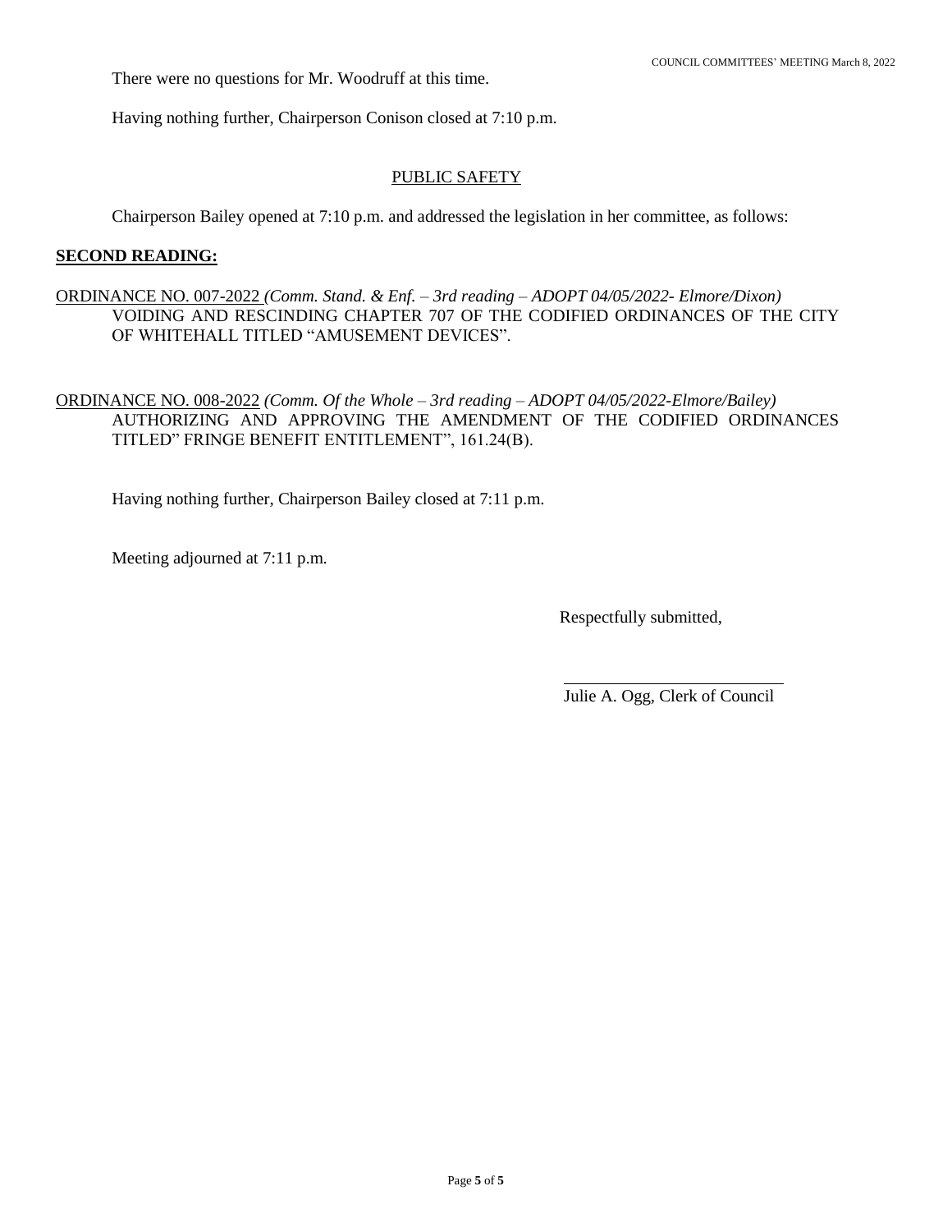There were no questions for Mr. Woodruff at this time.

Having nothing further, Chairperson Conison closed at 7:10 p.m.

## PUBLIC SAFETY

Chairperson Bailey opened at 7:10 p.m. and addressed the legislation in her committee, as follows:

**SECOND READING:**

ORDINANCE NO. 007-2022 *(Comm. Stand. & Enf. – 3rd reading – ADOPT 04/05/2022- Elmore/Dixon)*
VOIDING AND RESCINDING CHAPTER 707 OF THE CODIFIED ORDINANCES OF THE CITY OF WHITEHALL TITLED "AMUSEMENT DEVICES".

ORDINANCE NO. 008-2022 *(Comm. Of the Whole – 3rd reading – ADOPT 04/05/2022-Elmore/Bailey)*
AUTHORIZING AND APPROVING THE AMENDMENT OF THE CODIFIED ORDINANCES TITLED" FRINGE BENEFIT ENTITLEMENT", 161.24(B).

Having nothing further, Chairperson Bailey closed at 7:11 p.m.

Meeting adjourned at 7:11 p.m.

Respectfully submitted,

Julie A. Ogg, Clerk of Council